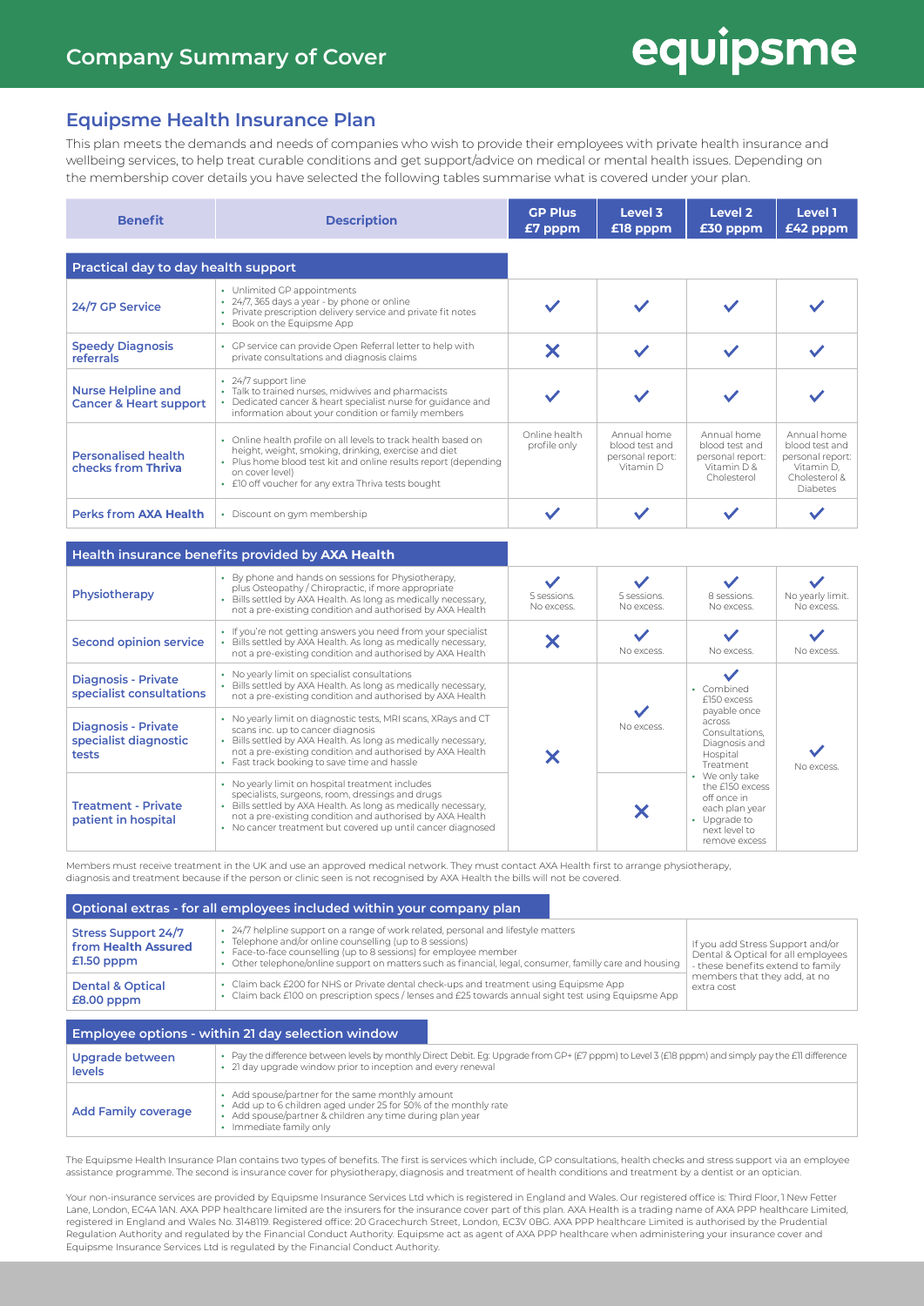# Company Summary of Cover

equipsme

## Equipsme Health Insurance Plan

This plan meets the demands and needs of companies who wish to provide their employees with private health insurance and wellbeing services, to help treat curable conditions and get support/advice on medical or mental health issues. Depending on the membership cover details you have selected the following tables summarise what is covered under your plan.

| Benefit | Description | GP Plus £7 pppm | Level 3 £18 pppm | Level 2 £30 pppm | Level 1 £42 pppm |
|---|---|---|---|---|---|
| **Practical day to day health support** | | | | | |
| 24/7 GP Service | • Unlimited GP appointments • 24/7, 365 days a year - by phone or online • Private prescription delivery service and private fit notes • Book on the Equipsme App | ✓ | ✓ | ✓ | ✓ |
| Speedy Diagnosis referrals | • GP service can provide Open Referral letter to help with private consultations and diagnosis claims | ✗ | ✓ | ✓ | ✓ |
| Nurse Helpline and Cancer & Heart support | • 24/7 support line • Talk to trained nurses, midwives and pharmacists • Dedicated cancer & heart specialist nurse for guidance and information about your condition or family members | ✓ | ✓ | ✓ | ✓ |
| Personalised health checks from Thriva | • Online health profile on all levels to track health based on height, weight, smoking, drinking, exercise and diet • Plus home blood test kit and online results report (depending on cover level) • £10 off voucher for any extra Thriva tests bought | Online health profile only | Annual home blood test and personal report: Vitamin D | Annual home blood test and personal report: Vitamin D & Cholesterol | Annual home blood test and personal report: Vitamin D, Cholesterol & Diabetes |
| Perks from AXA Health | • Discount on gym membership | ✓ | ✓ | ✓ | ✓ |
| **Health insurance benefits provided by AXA Health** | | | | | |
| Physiotherapy | • By phone and hands on sessions for Physiotherapy, plus Osteopathy / Chiropractic, if more appropriate • Bills settled by AXA Health. As long as medically necessary, not a pre-existing condition and authorised by AXA Health | ✓ 5 sessions. No excess. | ✓ 5 sessions. No excess. | ✓ 8 sessions. No excess. | ✓ No yearly limit. No excess. |
| Second opinion service | • If you're not getting answers you need from your specialist • Bills settled by AXA Health. As long as medically necessary, not a pre-existing condition and authorised by AXA Health | ✗ | ✓ No excess. | ✓ No excess. | ✓ No excess. |
| Diagnosis - Private specialist consultations | • No yearly limit on specialist consultations • Bills settled by AXA Health. As long as medically necessary, not a pre-existing condition and authorised by AXA Health | ✗ | ✓ No excess. | ✓ • Combined £150 excess payable once across Consultations, Diagnosis and Hospital Treatment • We only take the £150 excess off once in each plan year • Upgrade to next level to remove excess | ✓ No excess. |
| Diagnosis - Private specialist diagnostic tests | • No yearly limit on diagnostic tests, MRI scans, XRays and CT scans inc. up to cancer diagnosis • Bills settled by AXA Health. As long as medically necessary, not a pre-existing condition and authorised by AXA Health • Fast track booking to save time and hassle | ✗ | ✓ No excess. | (as above) | ✓ No excess. |
| Treatment - Private patient in hospital | • No yearly limit on hospital treatment includes specialists, surgeons, room, dressings and drugs • Bills settled by AXA Health. As long as medically necessary, not a pre-existing condition and authorised by AXA Health • No cancer treatment but covered up until cancer diagnosed | ✗ | ✗ | (as above) | ✓ No excess. |

Members must receive treatment in the UK and use an approved medical network. They must contact AXA Health first to arrange physiotherapy, diagnosis and treatment because if the person or clinic seen is not recognised by AXA Health the bills will not be covered.

| Optional extras - for all employees included within your company plan | | |
|---|---|---|
| Stress Support 24/7 from Health Assured £1.50 pppm | • 24/7 helpline support on a range of work related, personal and lifestyle matters • Telephone and/or online counselling (up to 8 sessions) • Face-to-face counselling (up to 8 sessions) for employee member • Other telephone/online support on matters such as financial, legal, consumer, familly care and housing | If you add Stress Support and/or Dental & Optical for all employees - these benefits extend to family members that they add, at no extra cost |
| Dental & Optical £8.00 pppm | • Claim back £200 for NHS or Private dental check-ups and treatment using Equipsme App • Claim back £100 on prescription specs / lenses and £25 towards annual sight test using Equipsme App | |

| Employee options - within 21 day selection window | |
|---|---|
| Upgrade between levels | • Pay the difference between levels by monthly Direct Debit. Eg: Upgrade from GP+ (£7 pppm) to Level 3 (£18 pppm) and simply pay the £11 difference • 21 day upgrade window prior to inception and every renewal |
| Add Family coverage | • Add spouse/partner for the same monthly amount • Add up to 6 children aged under 25 for 50% of the monthly rate • Add spouse/partner & children any time during plan year • Immediate family only |

The Equipsme Health Insurance Plan contains two types of benefits. The first is services which include, GP consultations, health checks and stress support via an employee assistance programme. The second is insurance cover for physiotherapy, diagnosis and treatment of health conditions and treatment by a dentist or an optician.

Your non-insurance services are provided by Equipsme Insurance Services Ltd which is registered in England and Wales. Our registered office is: Third Floor, 1 New Fetter Lane, London, EC4A 1AN. AXA PPP healthcare limited are the insurers for the insurance cover part of this plan. AXA Health is a trading name of AXA PPP Healthcare Limited, registered in England and Wales No. 3148119. Registered office: 20 Gracechurch Street, London, EC3V 0BG. AXA PPP healthcare Limited is authorised by the Prudential Regulation Authority and regulated by the Financial Conduct Authority. Equipsme act as agent of AXA PPP healthcare when administering your insurance cover and Equipsme Insurance Services Ltd is regulated by the Financial Conduct Authority.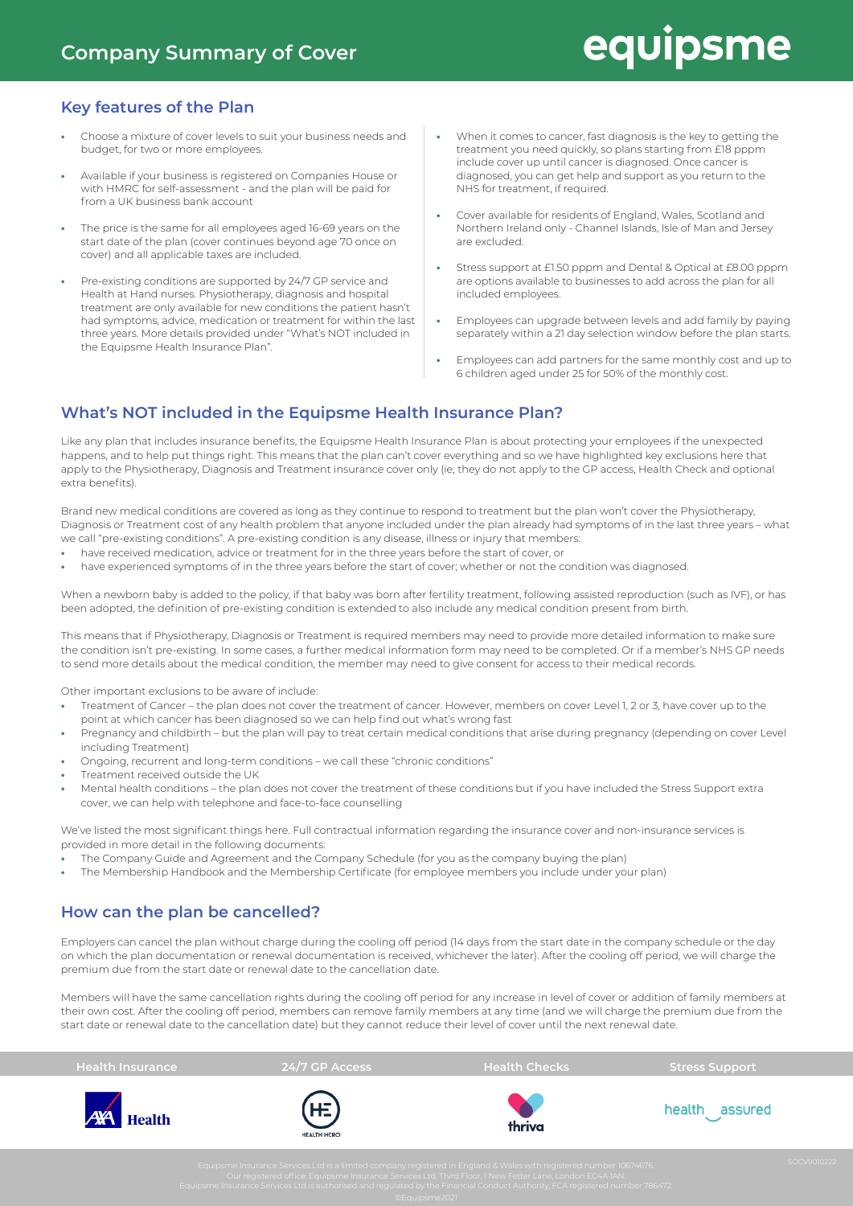# Company Summary of Cover

equipsme

## Key features of the Plan

- Choose a mixture of cover levels to suit your business needs and budget, for two or more employees.
- Available if your business is registered on Companies House or with HMRC for self-assessment - and the plan will be paid for from a UK business bank account
- The price is the same for all employees aged 16-69 years on the start date of the plan (cover continues beyond age 70 once on cover) and all applicable taxes are included.
- Pre-existing conditions are supported by 24/7 GP service and Health at Hand nurses. Physiotherapy, diagnosis and hospital treatment are only available for new conditions the patient hasn't had symptoms, advice, medication or treatment for within the last three years. More details provided under "What's NOT included in the Equipsme Health Insurance Plan".
- When it comes to cancer, fast diagnosis is the key to getting the treatment you need quickly, so plans starting from £18 pppm include cover up until cancer is diagnosed. Once cancer is diagnosed, you can get help and support as you return to the NHS for treatment, if required.
- Cover available for residents of England, Wales, Scotland and Northern Ireland only - Channel Islands, Isle of Man and Jersey are excluded.
- Stress support at £1.50 pppm and Dental & Optical at £8.00 pppm are options available to businesses to add across the plan for all included employees.
- Employees can upgrade between levels and add family by paying separately within a 21 day selection window before the plan starts.
- Employees can add partners for the same monthly cost and up to 6 children aged under 25 for 50% of the monthly cost.

## What's NOT included in the Equipsme Health Insurance Plan?

Like any plan that includes insurance benefits, the Equipsme Health Insurance Plan is about protecting your employees if the unexpected happens, and to help put things right. This means that the plan can't cover everything and so we have highlighted key exclusions here that apply to the Physiotherapy, Diagnosis and Treatment insurance cover only (ie, they do not apply to the GP access, Health Check and optional extra benefits).

Brand new medical conditions are covered as long as they continue to respond to treatment but the plan won't cover the Physiotherapy, Diagnosis or Treatment cost of any health problem that anyone included under the plan already had symptoms of in the last three years – what we call "pre-existing conditions". A pre-existing condition is any disease, illness or injury that members:

- have received medication, advice or treatment for in the three years before the start of cover, or
- have experienced symptoms of in the three years before the start of cover; whether or not the condition was diagnosed.

When a newborn baby is added to the policy, if that baby was born after fertility treatment, following assisted reproduction (such as IVF), or has been adopted, the definition of pre-existing condition is extended to also include any medical condition present from birth.

This means that if Physiotherapy, Diagnosis or Treatment is required members may need to provide more detailed information to make sure the condition isn't pre-existing. In some cases, a further medical information form may need to be completed. Or if a member's NHS GP needs to send more details about the medical condition, the member may need to give consent for access to their medical records.

Other important exclusions to be aware of include:

- Treatment of Cancer – the plan does not cover the treatment of cancer. However, members on cover Level 1, 2 or 3, have cover up to the point at which cancer has been diagnosed so we can help find out what's wrong fast
- Pregnancy and childbirth – but the plan will pay to treat certain medical conditions that arise during pregnancy (depending on cover Level including Treatment)
- Ongoing, recurrent and long-term conditions – we call these "chronic conditions"
- Treatment received outside the UK
- Mental health conditions – the plan does not cover the treatment of these conditions but if you have included the Stress Support extra cover, we can help with telephone and face-to-face counselling

We've listed the most significant things here. Full contractual information regarding the insurance cover and non-insurance services is provided in more detail in the following documents:

- The Company Guide and Agreement and the Company Schedule (for you as the company buying the plan)
- The Membership Handbook and the Membership Certificate (for employee members you include under your plan)

## How can the plan be cancelled?

Employers can cancel the plan without charge during the cooling off period (14 days from the start date in the company schedule or the day on which the plan documentation or renewal documentation is received, whichever the later). After the cooling off period, we will charge the premium due from the start date or renewal date to the cancellation date.

Members will have the same cancellation rights during the cooling off period for any increase in level of cover or addition of family members at their own cost. After the cooling off period, members can remove family members at any time (and we will charge the premium due from the start date or renewal date to the cancellation date) but they cannot reduce their level of cover until the next renewal date.

| Health Insurance | 24/7 GP Access | Health Checks | Stress Support |
| --- | --- | --- | --- |
| AXA Health | HEALTH HERO | thriva | health assured |

Equipsme Insurance Services Ltd is a limited company registered in England & Wales with registered number 10674676.
Our registered office: Equipsme Insurance Services Ltd, Third Floor, 1 New Fetter Lane, London EC4A 1AN.
Equipsme Insurance Services Ltd is authorised and regulated by the Financial Conduct Authority, FCA registered number 786472.
©Equipsme2021

SOCV9010222